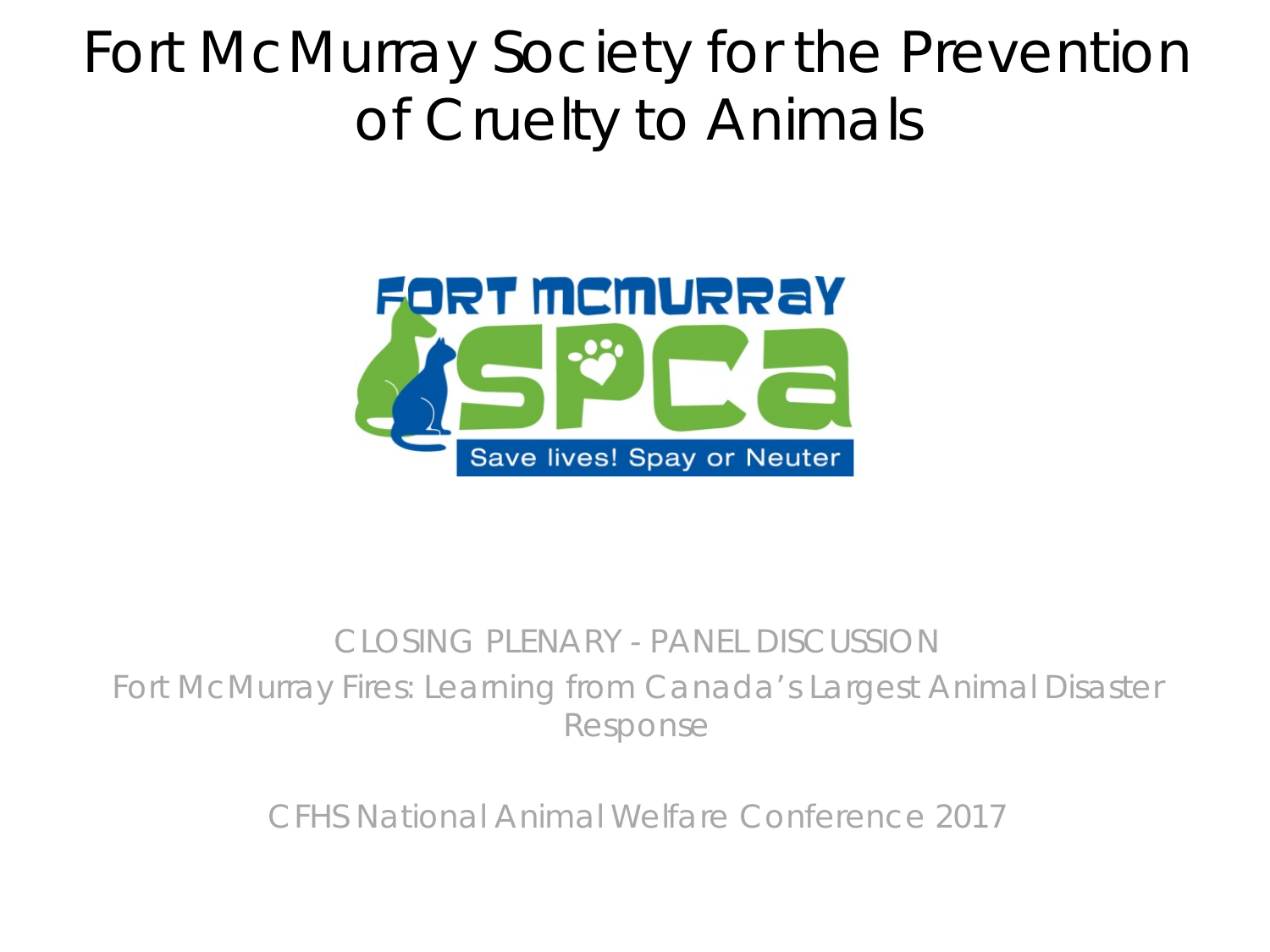# Fort McMurray Society for the Prevention of Cruelty to Animals

FORT MCMURRAY SPCA

Save lives! Spay or Neuter

CLOSING PLENARY - PANEL DISCUSSION

Fort McMurray Fires: Learning from Canada's Largest Animal Disaster Response

CFHS National Animal Welfare Conference 2017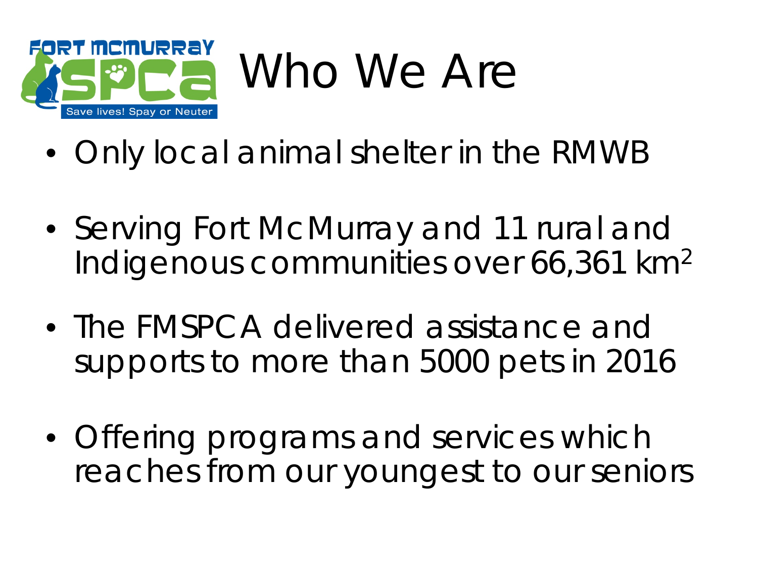# Who We Are

- Only local animal shelter in the RMWB
- Serving Fort McMurray and 11 rural and Indigenous communities over 66,361 $km^2$
- The FMSPCA delivered assistance and supports to more than 5000 pets in 2016
- Offering programs and services which reaches from our youngest to our seniors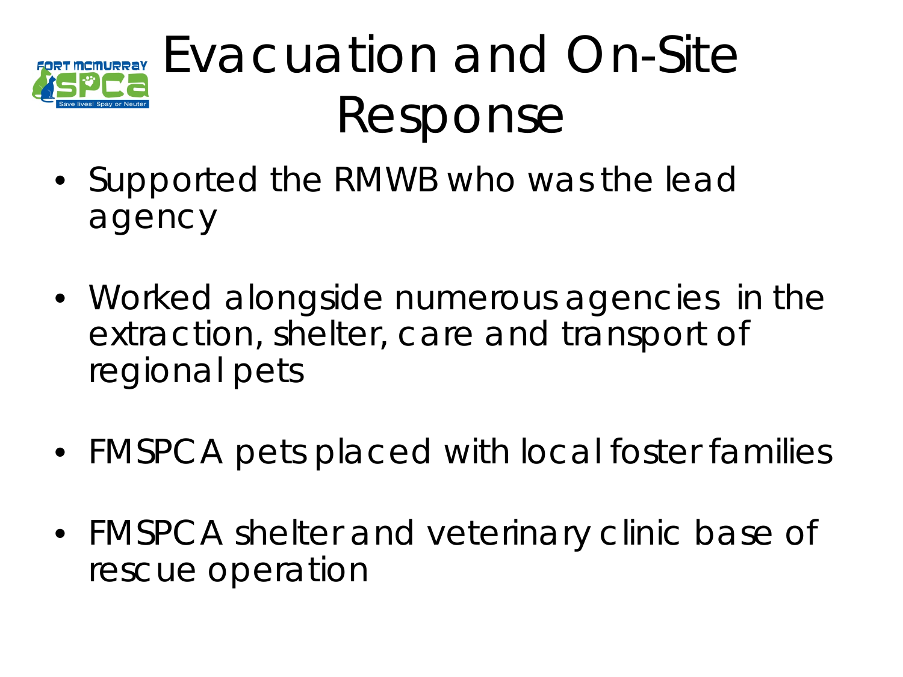# Evacuation and On-Site Response

- Supported the RMWB who was the lead agency
- Worked alongside numerous agencies in the extraction, shelter, care and transport of regional pets
- FMSPCA pets placed with local foster families
- FMSPCA shelter and veterinary clinic base of rescue operation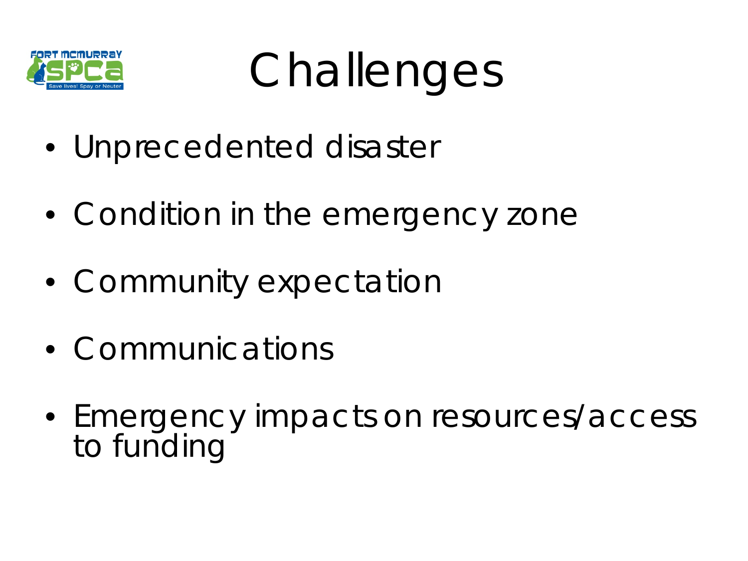# Challenges

- Unprecedented disaster
- Condition in the emergency zone
- Community expectation
- Communications
- Emergency impacts on resources/access to funding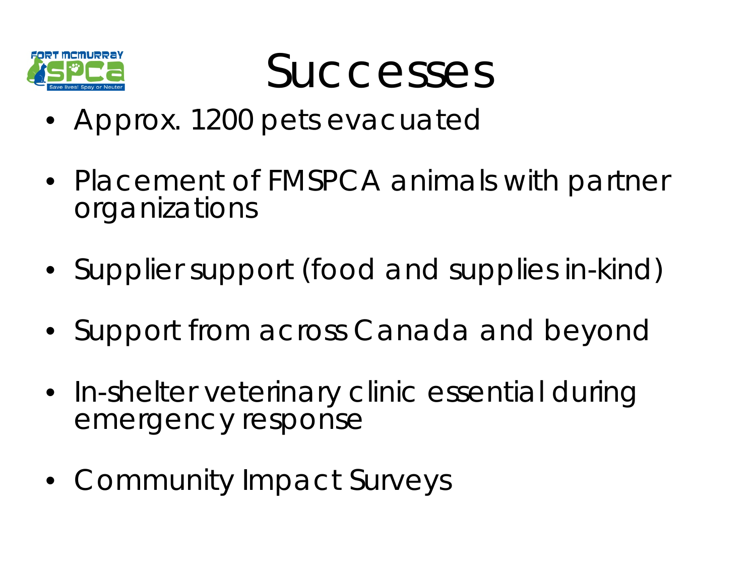# Successes

- Approx. 1200 pets evacuated
- Placement of FMSPCA animals with partner organizations
- Supplier support (food and supplies in-kind)
- Support from across Canada and beyond
- In-shelter veterinary clinic essential during emergency response
- Community Impact Surveys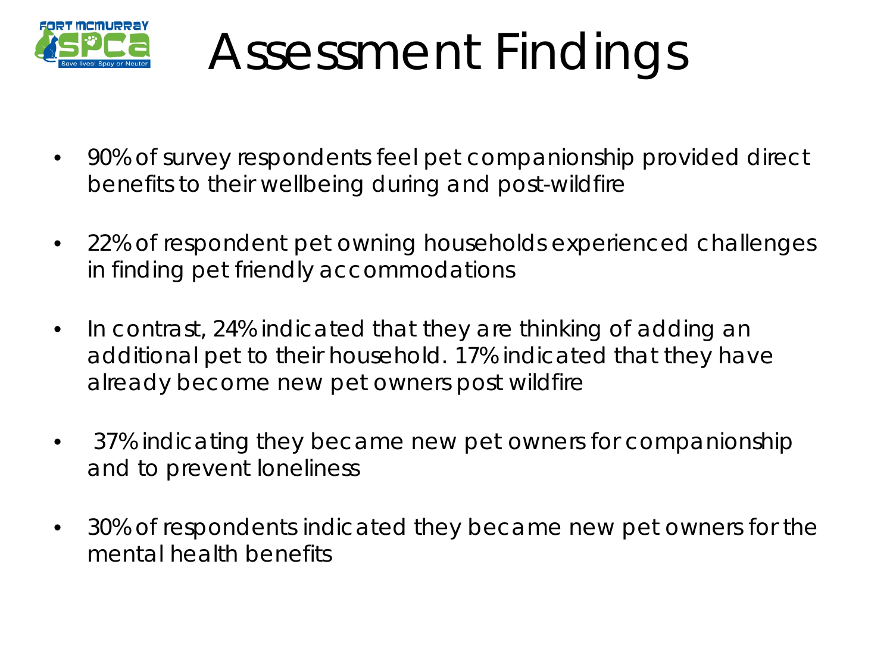# Assessment Findings

- 90% of survey respondents feel pet companionship provided direct benefits to their wellbeing during and post-wildfire
- 22% of respondent pet owning households experienced challenges in finding pet friendly accommodations
- In contrast, 24% indicated that they are thinking of adding an additional pet to their household. 17% indicated that they have already become new pet owners post wildfire
- 37% indicating they became new pet owners for companionship and to prevent loneliness
- 30% of respondents indicated they became new pet owners for the mental health benefits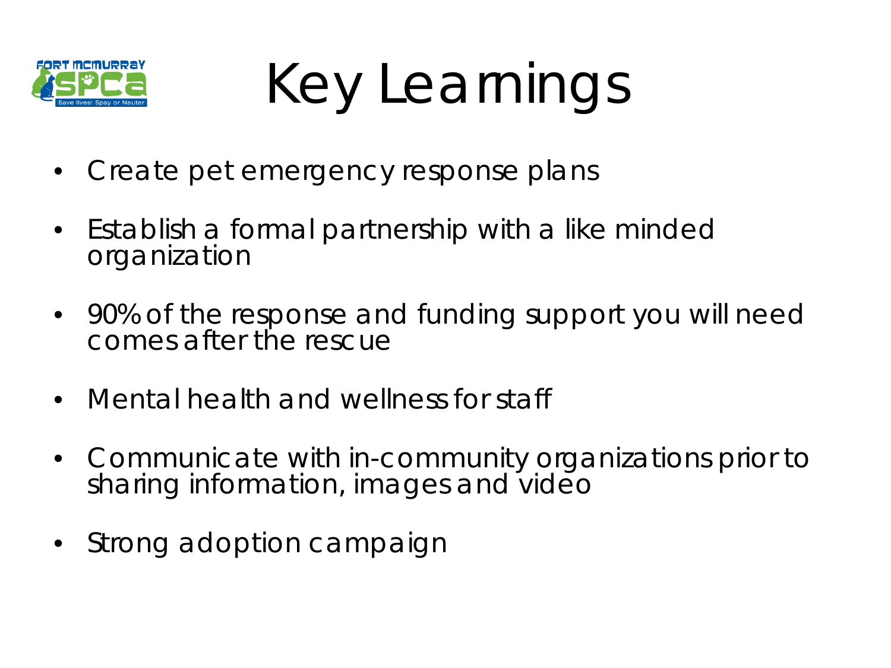# Key Learnings

- Create pet emergency response plans
- Establish a formal partnership with a like minded organization
- 90% of the response and funding support you will need comes after the rescue
- Mental health and wellness for staff
- Communicate with in-community organizations prior to sharing information, images and video
- Strong adoption campaign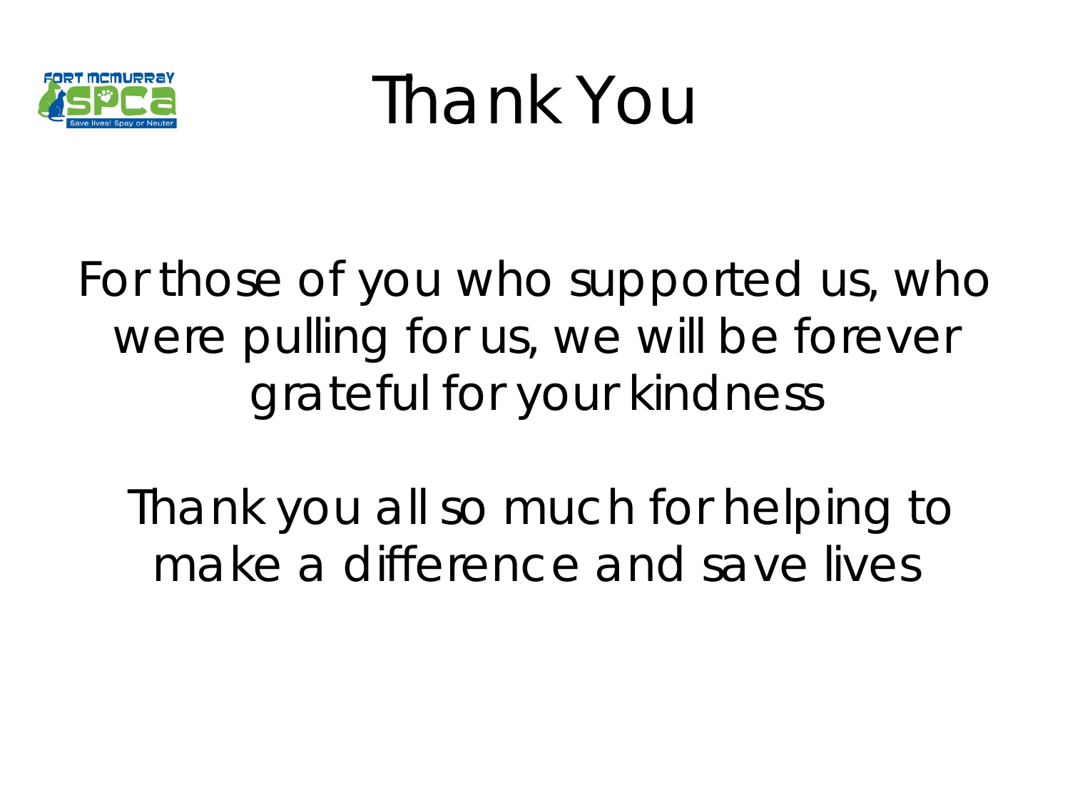# Thank You

For those of you who supported us, who were pulling for us, we will be forever grateful for your kindness

Thank you all so much for helping to make a difference and save lives